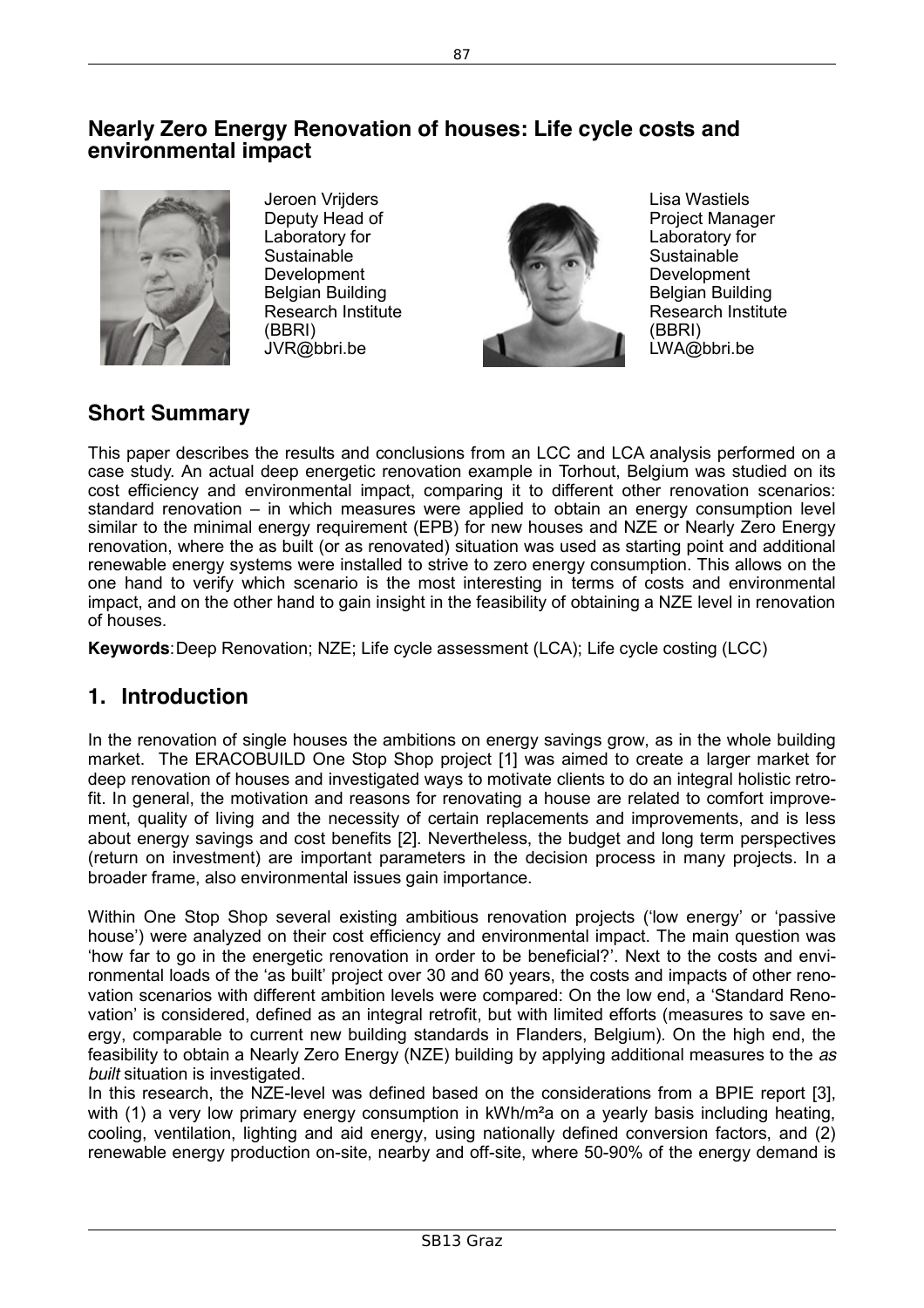# Nearly Zero Energy Renovation of houses: Life cycle costs and environmental impact

Jeroen Vrijders
Deputy Head of Laboratory for Sustainable Development
Belgian Building Research Institute (BBRI)
JVR@bbri.be

Lisa Wastiels
Project Manager
Laboratory for Sustainable Development
Belgian Building Research Institute (BBRI)
LWA@bbri.be

## Short Summary

This paper describes the results and conclusions from an LCC and LCA analysis performed on a case study. An actual deep energetic renovation example in Torhout, Belgium was studied on its cost efficiency and environmental impact, comparing it to different other renovation scenarios: standard renovation – in which measures were applied to obtain an energy consumption level similar to the minimal energy requirement (EPB) for new houses and NZE or Nearly Zero Energy renovation, where the as built (or as renovated) situation was used as starting point and additional renewable energy systems were installed to strive to zero energy consumption. This allows on the one hand to verify which scenario is the most interesting in terms of costs and environmental impact, and on the other hand to gain insight in the feasibility of obtaining a NZE level in renovation of houses.

**Keywords**: Deep Renovation; NZE; Life cycle assessment (LCA); Life cycle costing (LCC)

## 1. Introduction

In the renovation of single houses the ambitions on energy savings grow, as in the whole building market. The ERACOBUILD One Stop Shop project [1] was aimed to create a larger market for deep renovation of houses and investigated ways to motivate clients to do an integral holistic retrofit. In general, the motivation and reasons for renovating a house are related to comfort improvement, quality of living and the necessity of certain replacements and improvements, and is less about energy savings and cost benefits [2]. Nevertheless, the budget and long term perspectives (return on investment) are important parameters in the decision process in many projects. In a broader frame, also environmental issues gain importance.

Within One Stop Shop several existing ambitious renovation projects ('low energy' or 'passive house') were analyzed on their cost efficiency and environmental impact. The main question was 'how far to go in the energetic renovation in order to be beneficial?'. Next to the costs and environmental loads of the 'as built' project over 30 and 60 years, the costs and impacts of other renovation scenarios with different ambition levels were compared: On the low end, a 'Standard Renovation' is considered, defined as an integral retrofit, but with limited efforts (measures to save energy, comparable to current new building standards in Flanders, Belgium). On the high end, the feasibility to obtain a Nearly Zero Energy (NZE) building by applying additional measures to the *as built* situation is investigated.

In this research, the NZE-level was defined based on the considerations from a BPIE report [3], with (1) a very low primary energy consumption in kWh/m²a on a yearly basis including heating, cooling, ventilation, lighting and aid energy, using nationally defined conversion factors, and (2) renewable energy production on-site, nearby and off-site, where 50-90% of the energy demand is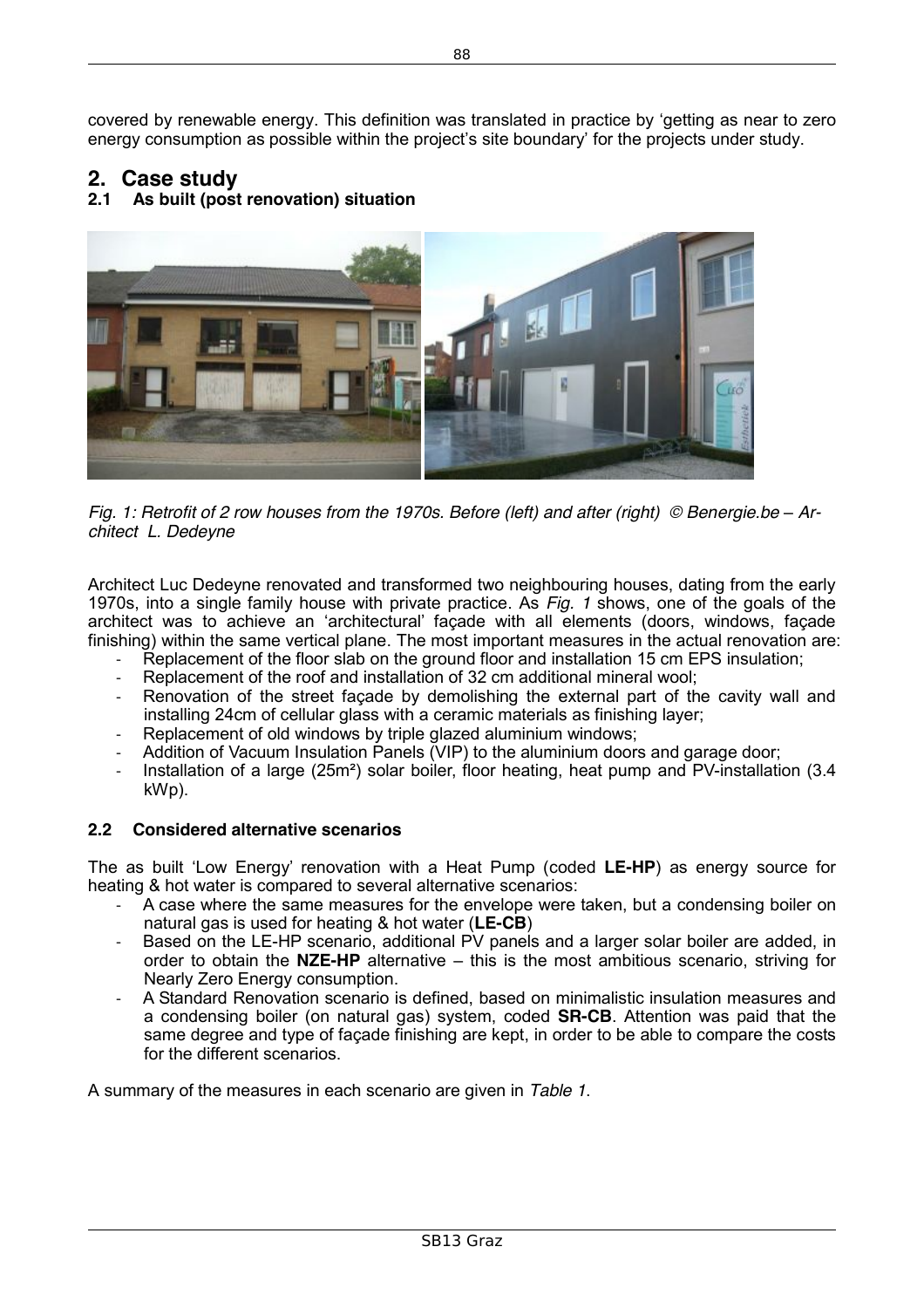covered by renewable energy. This definition was translated in practice by 'getting as near to zero energy consumption as possible within the project's site boundary' for the projects under study.

# 2. Case study

## 2.1 As built (post renovation) situation

*Fig. 1: Retrofit of 2 row houses from the 1970s. Before (left) and after (right) © Benergie.be – Architect L. Dedeyne*

Architect Luc Dedeyne renovated and transformed two neighbouring houses, dating from the early 1970s, into a single family house with private practice. As *Fig. 1* shows, one of the goals of the architect was to achieve an 'architectural' façade with all elements (doors, windows, façade finishing) within the same vertical plane. The most important measures in the actual renovation are:

- Replacement of the floor slab on the ground floor and installation 15 cm EPS insulation;
- Replacement of the roof and installation of 32 cm additional mineral wool;
- Renovation of the street façade by demolishing the external part of the cavity wall and installing 24cm of cellular glass with a ceramic materials as finishing layer;
- Replacement of old windows by triple glazed aluminium windows;
- Addition of Vacuum Insulation Panels (VIP) to the aluminium doors and garage door;
- Installation of a large (25m²) solar boiler, floor heating, heat pump and PV-installation (3.4 kWp).

## 2.2 Considered alternative scenarios

The as built 'Low Energy' renovation with a Heat Pump (coded **LE-HP**) as energy source for heating & hot water is compared to several alternative scenarios:

- A case where the same measures for the envelope were taken, but a condensing boiler on natural gas is used for heating & hot water (**LE-CB**)
- Based on the LE-HP scenario, additional PV panels and a larger solar boiler are added, in order to obtain the **NZE-HP** alternative – this is the most ambitious scenario, striving for Nearly Zero Energy consumption.
- A Standard Renovation scenario is defined, based on minimalistic insulation measures and a condensing boiler (on natural gas) system, coded **SR-CB**. Attention was paid that the same degree and type of façade finishing are kept, in order to be able to compare the costs for the different scenarios.

A summary of the measures in each scenario are given in *Table 1*.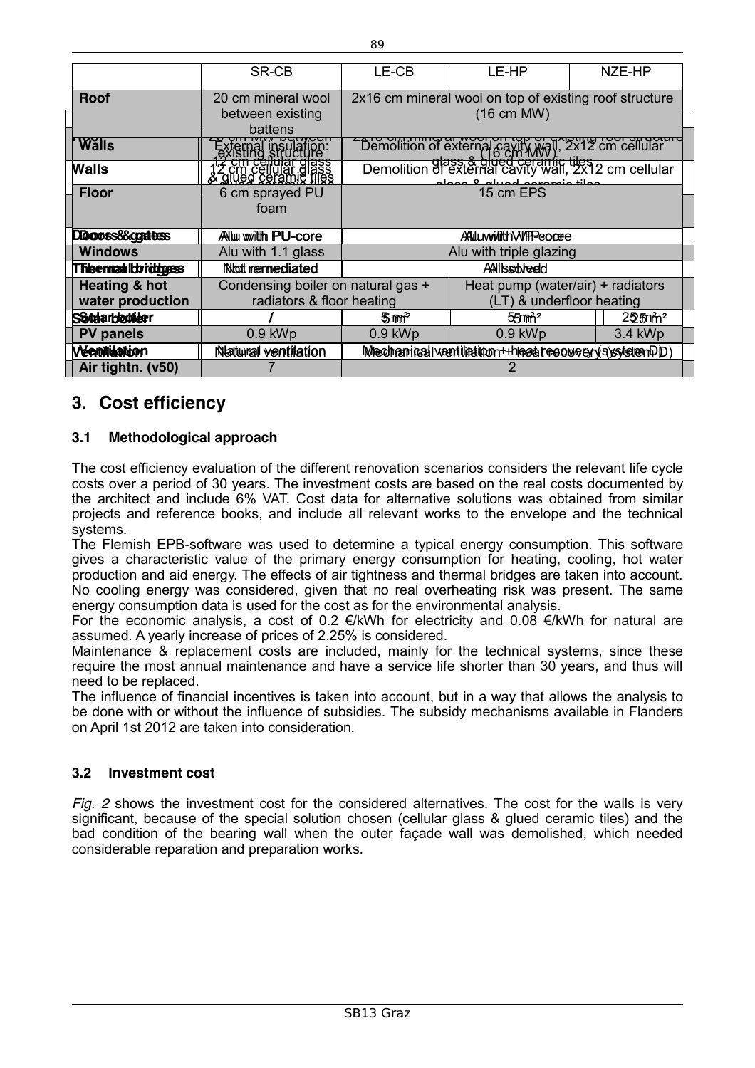|  | SR-CB | LE-CB | LE-HP | NZE-HP |
|---|---|---|---|---|
| **Roof** | 20 cm mineral wool between existing battens | 2x16 cm mineral wool on top of existing roof structure (16 cm MW) | | |
| **Walls** | External insulation: 12 cm cellular glass & glued ceramic tiles | Demolition of external cavity wall, 2x12 cm cellular glass & glued ceramic tiles | | |
| **Floor** | 6 cm sprayed PU foam | 15 cm EPS | | |
| **Doors & gates** | Alu with PU-core | Alu with VIP-core | | |
| **Windows** | Alu with 1.1 glass | Alu with triple glazing | | |
| **Thermal bridges** | Not remediated | All solved | | |
| **Heating & hot water production** | Condensing boiler on natural gas + radiators & floor heating | | Heat pump (water/air) + radiators (LT) & underfloor heating | |
| **Solar boiler** | / | 5 m² | 5 m² | 25 m² |
| **PV panels** | 0.9 kWp | 0.9 kWp | 0.9 kWp | 3.4 kWp |
| **Ventilation** | Natural ventilation | Mechanical ventilation + heat recovery (system D) | | |
| **Air tightn. (v50)** | 7 | 2 | | |

## 3. Cost efficiency

### 3.1 Methodological approach

The cost efficiency evaluation of the different renovation scenarios considers the relevant life cycle costs over a period of 30 years. The investment costs are based on the real costs documented by the architect and include 6% VAT. Cost data for alternative solutions was obtained from similar projects and reference books, and include all relevant works to the envelope and the technical systems.

The Flemish EPB-software was used to determine a typical energy consumption. This software gives a characteristic value of the primary energy consumption for heating, cooling, hot water production and aid energy. The effects of air tightness and thermal bridges are taken into account. No cooling energy was considered, given that no real overheating risk was present. The same energy consumption data is used for the cost as for the environmental analysis.

For the economic analysis, a cost of 0.2 €/kWh for electricity and 0.08 €/kWh for natural are assumed. A yearly increase of prices of 2.25% is considered.

Maintenance & replacement costs are included, mainly for the technical systems, since these require the most annual maintenance and have a service life shorter than 30 years, and thus will need to be replaced.

The influence of financial incentives is taken into account, but in a way that allows the analysis to be done with or without the influence of subsidies. The subsidy mechanisms available in Flanders on April 1st 2012 are taken into consideration.

### 3.2 Investment cost

*Fig. 2* shows the investment cost for the considered alternatives. The cost for the walls is very significant, because of the special solution chosen (cellular glass & glued ceramic tiles) and the bad condition of the bearing wall when the outer façade wall was demolished, which needed considerable reparation and preparation works.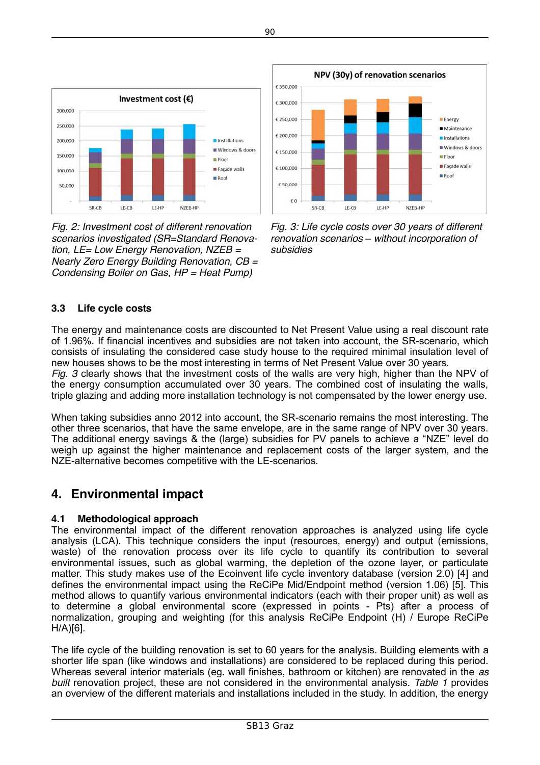*Fig. 2: Investment cost of different renovation scenarios investigated (SR=Standard Renovation, LE= Low Energy Renovation, NZEB = Nearly Zero Energy Building Renovation, CB = Condensing Boiler on Gas, HP = Heat Pump)*

*Fig. 3: Life cycle costs over 30 years of different renovation scenarios – without incorporation of subsidies*

### 3.3 Life cycle costs

The energy and maintenance costs are discounted to Net Present Value using a real discount rate of 1.96%. If financial incentives and subsidies are not taken into account, the SR-scenario, which consists of insulating the considered case study house to the required minimal insulation level of new houses shows to be the most interesting in terms of Net Present Value over 30 years.
*Fig. 3* clearly shows that the investment costs of the walls are very high, higher than the NPV of the energy consumption accumulated over 30 years. The combined cost of insulating the walls, triple glazing and adding more installation technology is not compensated by the lower energy use.

When taking subsidies anno 2012 into account, the SR-scenario remains the most interesting. The other three scenarios, that have the same envelope, are in the same range of NPV over 30 years. The additional energy savings & the (large) subsidies for PV panels to achieve a "NZE" level do weigh up against the higher maintenance and replacement costs of the larger system, and the NZE-alternative becomes competitive with the LE-scenarios.

## 4. Environmental impact

### 4.1 Methodological approach

The environmental impact of the different renovation approaches is analyzed using life cycle analysis (LCA). This technique considers the input (resources, energy) and output (emissions, waste) of the renovation process over its life cycle to quantify its contribution to several environmental issues, such as global warming, the depletion of the ozone layer, or particulate matter. This study makes use of the Ecoinvent life cycle inventory database (version 2.0) [4] and defines the environmental impact using the ReCiPe Mid/Endpoint method (version 1.06) [5]. This method allows to quantify various environmental indicators (each with their proper unit) as well as to determine a global environmental score (expressed in points - Pts) after a process of normalization, grouping and weighting (for this analysis ReCiPe Endpoint (H) / Europe ReCiPe H/A)[6].

The life cycle of the building renovation is set to 60 years for the analysis. Building elements with a shorter life span (like windows and installations) are considered to be replaced during this period. Whereas several interior materials (eg. wall finishes, bathroom or kitchen) are renovated in the *as built* renovation project, these are not considered in the environmental analysis. *Table 1* provides an overview of the different materials and installations included in the study. In addition, the energy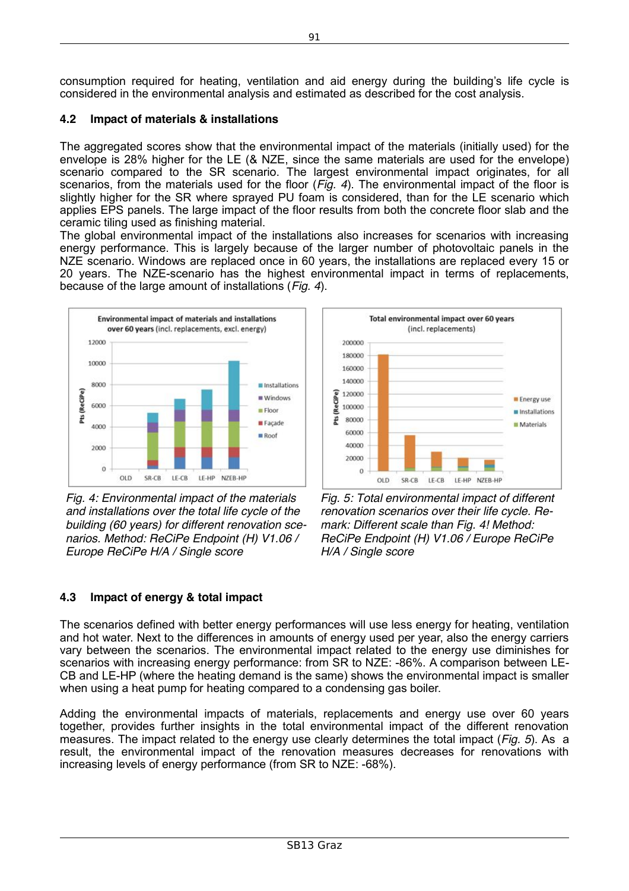consumption required for heating, ventilation and aid energy during the building's life cycle is considered in the environmental analysis and estimated as described for the cost analysis.

### 4.2 Impact of materials & installations

The aggregated scores show that the environmental impact of the materials (initially used) for the envelope is 28% higher for the LE (& NZE, since the same materials are used for the envelope) scenario compared to the SR scenario. The largest environmental impact originates, for all scenarios, from the materials used for the floor (*Fig. 4*). The environmental impact of the floor is slightly higher for the SR where sprayed PU foam is considered, than for the LE scenario which applies EPS panels. The large impact of the floor results from both the concrete floor slab and the ceramic tiling used as finishing material.
The global environmental impact of the installations also increases for scenarios with increasing energy performance. This is largely because of the larger number of photovoltaic panels in the NZE scenario. Windows are replaced once in 60 years, the installations are replaced every 15 or 20 years. The NZE-scenario has the highest environmental impact in terms of replacements, because of the large amount of installations (*Fig. 4*).

*Fig. 4: Environmental impact of the materials and installations over the total life cycle of the building (60 years) for different renovation scenarios. Method: ReCiPe Endpoint (H) V1.06 / Europe ReCiPe H/A / Single score*

*Fig. 5: Total environmental impact of different renovation scenarios over their life cycle. Remark: Different scale than Fig. 4! Method: ReCiPe Endpoint (H) V1.06 / Europe ReCiPe H/A / Single score*

### 4.3 Impact of energy & total impact

The scenarios defined with better energy performances will use less energy for heating, ventilation and hot water. Next to the differences in amounts of energy used per year, also the energy carriers vary between the scenarios. The environmental impact related to the energy use diminishes for scenarios with increasing energy performance: from SR to NZE: -86%. A comparison between LE-CB and LE-HP (where the heating demand is the same) shows the environmental impact is smaller when using a heat pump for heating compared to a condensing gas boiler.

Adding the environmental impacts of materials, replacements and energy use over 60 years together, provides further insights in the total environmental impact of the different renovation measures. The impact related to the energy use clearly determines the total impact (*Fig. 5*). As a result, the environmental impact of the renovation measures decreases for renovations with increasing levels of energy performance (from SR to NZE: -68%).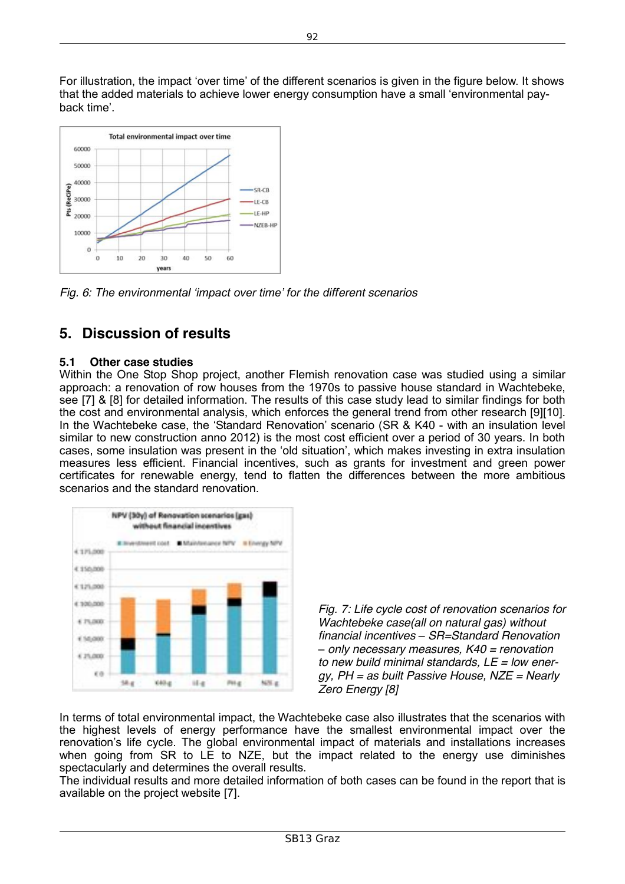For illustration, the impact 'over time' of the different scenarios is given in the figure below. It shows that the added materials to achieve lower energy consumption have a small 'environmental pay-back time'.

*Fig. 6: The environmental 'impact over time' for the different scenarios*

## 5. Discussion of results

### 5.1 Other case studies

Within the One Stop Shop project, another Flemish renovation case was studied using a similar approach: a renovation of row houses from the 1970s to passive house standard in Wachtebeke, see [7] & [8] for detailed information. The results of this case study lead to similar findings for both the cost and environmental analysis, which enforces the general trend from other research [9][10]. In the Wachtebeke case, the 'Standard Renovation' scenario (SR & K40 - with an insulation level similar to new construction anno 2012) is the most cost efficient over a period of 30 years. In both cases, some insulation was present in the 'old situation', which makes investing in extra insulation measures less efficient. Financial incentives, such as grants for investment and green power certificates for renewable energy, tend to flatten the differences between the more ambitious scenarios and the standard renovation.

*Fig. 7: Life cycle cost of renovation scenarios for Wachtebeke case(all on natural gas) without financial incentives – SR=Standard Renovation – only necessary measures, K40 = renovation to new build minimal standards, LE = low energy, PH = as built Passive House, NZE = Nearly Zero Energy [8]*

In terms of total environmental impact, the Wachtebeke case also illustrates that the scenarios with the highest levels of energy performance have the smallest environmental impact over the renovation's life cycle. The global environmental impact of materials and installations increases when going from SR to LE to NZE, but the impact related to the energy use diminishes spectacularly and determines the overall results.

The individual results and more detailed information of both cases can be found in the report that is available on the project website [7].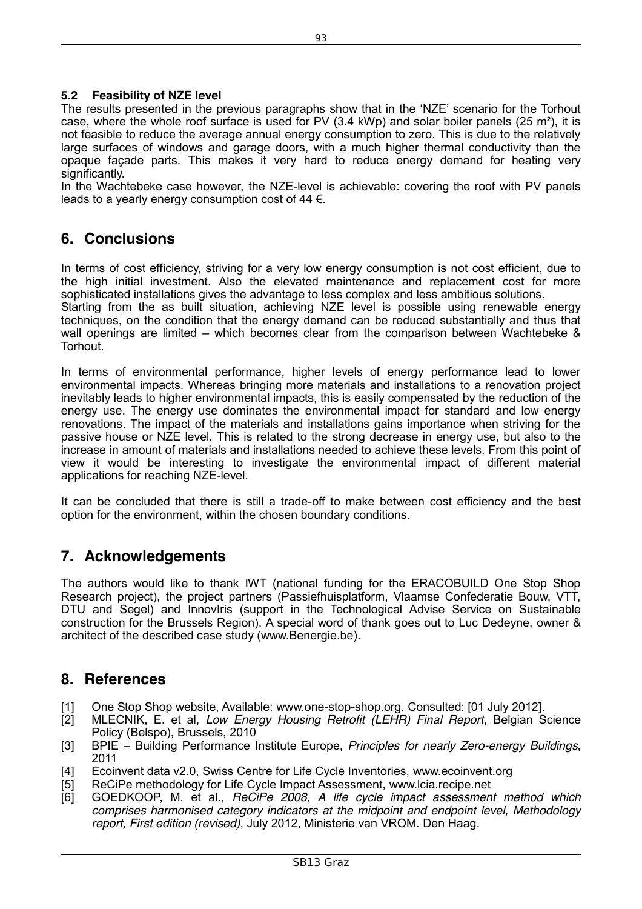### 5.2 Feasibility of NZE level

The results presented in the previous paragraphs show that in the 'NZE' scenario for the Torhout case, where the whole roof surface is used for PV (3.4 kWp) and solar boiler panels (25 m²), it is not feasible to reduce the average annual energy consumption to zero. This is due to the relatively large surfaces of windows and garage doors, with a much higher thermal conductivity than the opaque façade parts. This makes it very hard to reduce energy demand for heating very significantly.

In the Wachtebeke case however, the NZE-level is achievable: covering the roof with PV panels leads to a yearly energy consumption cost of 44 €.

## 6. Conclusions

In terms of cost efficiency, striving for a very low energy consumption is not cost efficient, due to the high initial investment. Also the elevated maintenance and replacement cost for more sophisticated installations gives the advantage to less complex and less ambitious solutions.

Starting from the as built situation, achieving NZE level is possible using renewable energy techniques, on the condition that the energy demand can be reduced substantially and thus that wall openings are limited – which becomes clear from the comparison between Wachtebeke & Torhout.

In terms of environmental performance, higher levels of energy performance lead to lower environmental impacts. Whereas bringing more materials and installations to a renovation project inevitably leads to higher environmental impacts, this is easily compensated by the reduction of the energy use. The energy use dominates the environmental impact for standard and low energy renovations. The impact of the materials and installations gains importance when striving for the passive house or NZE level. This is related to the strong decrease in energy use, but also to the increase in amount of materials and installations needed to achieve these levels. From this point of view it would be interesting to investigate the environmental impact of different material applications for reaching NZE-level.

It can be concluded that there is still a trade-off to make between cost efficiency and the best option for the environment, within the chosen boundary conditions.

## 7. Acknowledgements

The authors would like to thank IWT (national funding for the ERACOBUILD One Stop Shop Research project), the project partners (Passiefhuisplatform, Vlaamse Confederatie Bouw, VTT, DTU and Segel) and InnovIris (support in the Technological Advise Service on Sustainable construction for the Brussels Region). A special word of thank goes out to Luc Dedeyne, owner & architect of the described case study (www.Benergie.be).

## 8. References

[1] One Stop Shop website, Available: www.one-stop-shop.org. Consulted: [01 July 2012].

[2] MLECNIK, E. et al, *Low Energy Housing Retrofit (LEHR) Final Report*, Belgian Science Policy (Belspo), Brussels, 2010

[3] BPIE – Building Performance Institute Europe, *Principles for nearly Zero-energy Buildings*, 2011

[4] Ecoinvent data v2.0, Swiss Centre for Life Cycle Inventories, www.ecoinvent.org

[5] ReCiPe methodology for Life Cycle Impact Assessment, www.lcia.recipe.net

[6] GOEDKOOP, M. et al., *ReCiPe 2008, A life cycle impact assessment method which comprises harmonised category indicators at the midpoint and endpoint level, Methodology report, First edition (revised)*, July 2012, Ministerie van VROM. Den Haag.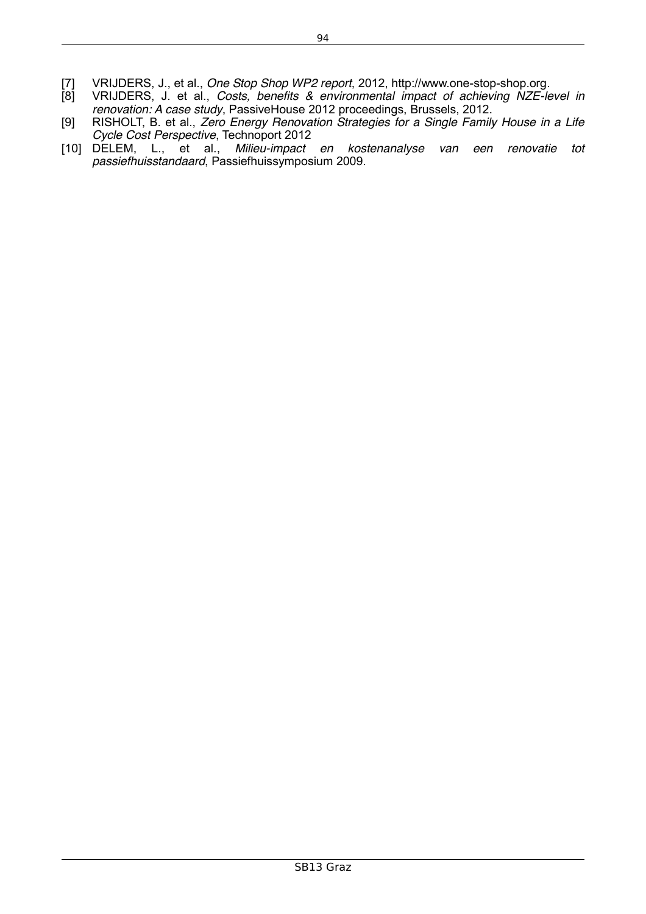[7] VRIJDERS, J., et al., *One Stop Shop WP2 report*, 2012, http://www.one-stop-shop.org.

[8] VRIJDERS, J. et al., *Costs, benefits & environmental impact of achieving NZE-level in renovation: A case study*, PassiveHouse 2012 proceedings, Brussels, 2012.

[9] RISHOLT, B. et al., *Zero Energy Renovation Strategies for a Single Family House in a Life Cycle Cost Perspective*, Technoport 2012

[10] DELEM, L., et al., *Milieu-impact en kostenanalyse van een renovatie tot passiefhuisstandaard*, Passiefhuissymposium 2009.